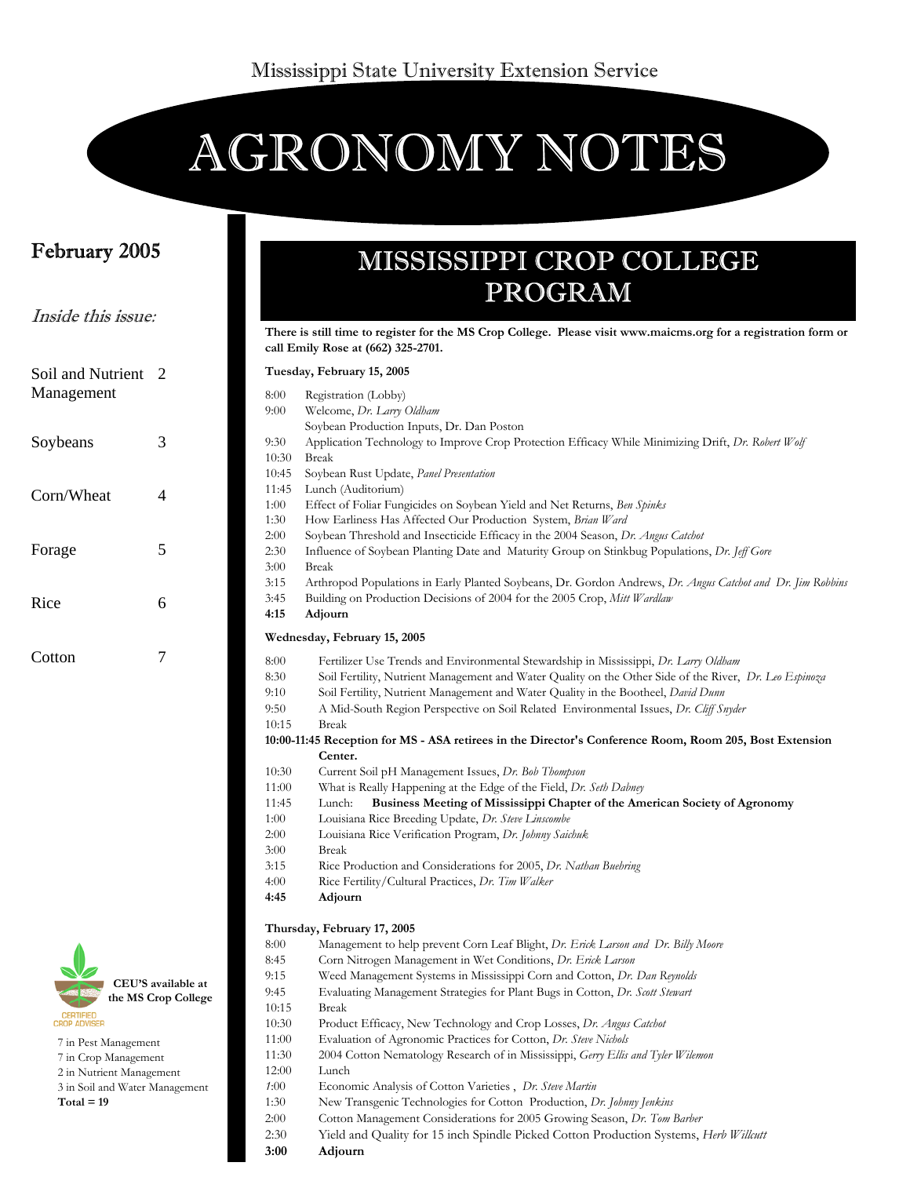Mississippi State University Extension Service

# AGRONOMY NOTES

**February 2005**

*Inside this issue:*

| | |
|---|---|
| Soil and Nutrient Management | 2 |
| Soybeans | 3 |
| Corn/Wheat | 4 |
| Forage | 5 |
| Rice | 6 |
| Cotton | 7 |

**CEU'S available at the MS Crop College**

7 in Pest Management
7 in Crop Management
2 in Nutrient Management
3 in Soil and Water Management
**Total = 19**

## MISSISSIPPI CROP COLLEGE PROGRAM

**There is still time to register for the MS Crop College. Please visit www.maicms.org for a registration form or call Emily Rose at (662) 325-2701.**

**Tuesday, February 15, 2005**

8:00 Registration (Lobby)
9:00 Welcome, *Dr. Larry Oldham*
Soybean Production Inputs, Dr. Dan Poston
9:30 Application Technology to Improve Crop Protection Efficacy While Minimizing Drift, *Dr. Robert Wolf*
10:30 Break
10:45 Soybean Rust Update, *Panel Presentation*
11:45 Lunch (Auditorium)
1:00 Effect of Foliar Fungicides on Soybean Yield and Net Returns, *Ben Spinks*
1:30 How Earliness Has Affected Our Production System, *Brian Ward*
2:00 Soybean Threshold and Insecticide Efficacy in the 2004 Season, *Dr. Angus Catchot*
2:30 Influence of Soybean Planting Date and Maturity Group on Stinkbug Populations, *Dr. Jeff Gore*
3:00 Break
3:15 Arthropod Populations in Early Planted Soybeans, Dr. Gordon Andrews, *Dr. Angus Catchot and Dr. Jim Robbins*
3:45 Building on Production Decisions of 2004 for the 2005 Crop, *Mitt Wardlaw*
**4:15 Adjourn**

**Wednesday, February 15, 2005**

8:00 Fertilizer Use Trends and Environmental Stewardship in Mississippi, *Dr. Larry Oldham*
8:30 Soil Fertility, Nutrient Management and Water Quality on the Other Side of the River, *Dr. Leo Espinoza*
9:10 Soil Fertility, Nutrient Management and Water Quality in the Bootheel, *David Dunn*
9:50 A Mid-South Region Perspective on Soil Related Environmental Issues, *Dr. Cliff Snyder*
10:15 Break
**10:00-11:45 Reception for MS - ASA retirees in the Director's Conference Room, Room 205, Bost Extension Center.**
10:30 Current Soil pH Management Issues, *Dr. Bob Thompson*
11:00 What is Really Happening at the Edge of the Field, *Dr. Seth Dabney*
11:45 Lunch: **Business Meeting of Mississippi Chapter of the American Society of Agronomy**
1:00 Louisiana Rice Breeding Update, *Dr. Steve Linscombe*
2:00 Louisiana Rice Verification Program, *Dr. Johnny Saichuk*
3:00 Break
3:15 Rice Production and Considerations for 2005, *Dr. Nathan Buehring*
4:00 Rice Fertility/Cultural Practices, *Dr. Tim Walker*
**4:45 Adjourn**

**Thursday, February 17, 2005**

8:00 Management to help prevent Corn Leaf Blight, *Dr. Erick Larson and Dr. Billy Moore*
8:45 Corn Nitrogen Management in Wet Conditions, *Dr. Erick Larson*
9:15 Weed Management Systems in Mississippi Corn and Cotton, *Dr. Dan Reynolds*
9:45 Evaluating Management Strategies for Plant Bugs in Cotton, *Dr. Scott Stewart*
10:15 Break
10:30 Product Efficacy, New Technology and Crop Losses, *Dr. Angus Catchot*
11:00 Evaluation of Agronomic Practices for Cotton, *Dr. Steve Nichols*
11:30 2004 Cotton Nematology Research of in Mississippi, *Gerry Ellis and Tyler Wilemon*
12:00 Lunch
1:00 Economic Analysis of Cotton Varieties , *Dr. Steve Martin*
1:30 New Transgenic Technologies for Cotton Production, *Dr. Johnny Jenkins*
2:00 Cotton Management Considerations for 2005 Growing Season, *Dr. Tom Barber*
2:30 Yield and Quality for 15 inch Spindle Picked Cotton Production Systems, *Herb Willcutt*
**3:00 Adjourn**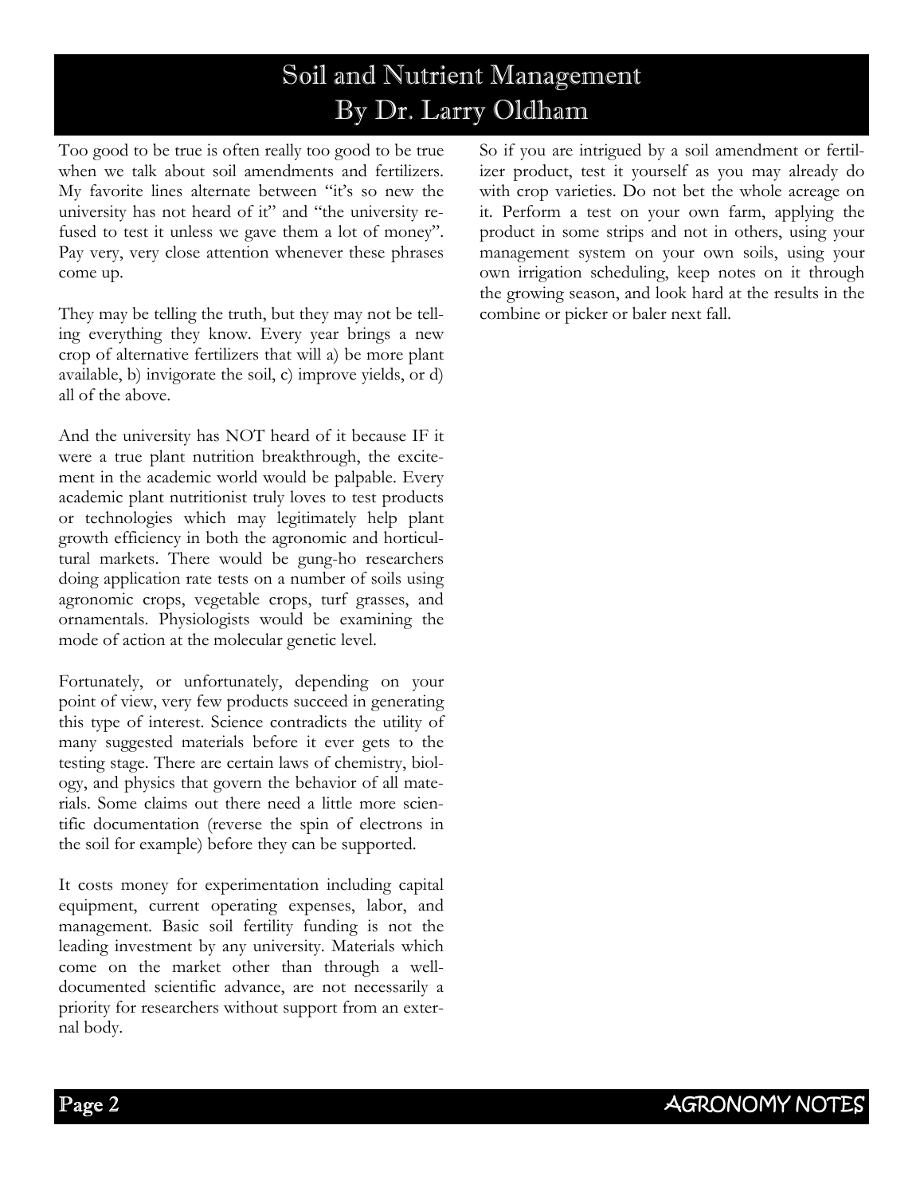# Soil and Nutrient Management

## By Dr. Larry Oldham

Too good to be true is often really too good to be true when we talk about soil amendments and fertilizers. My favorite lines alternate between "it's so new the university has not heard of it" and "the university refused to test it unless we gave them a lot of money". Pay very, very close attention whenever these phrases come up.

They may be telling the truth, but they may not be telling everything they know. Every year brings a new crop of alternative fertilizers that will a) be more plant available, b) invigorate the soil, c) improve yields, or d) all of the above.

And the university has NOT heard of it because IF it were a true plant nutrition breakthrough, the excitement in the academic world would be palpable. Every academic plant nutritionist truly loves to test products or technologies which may legitimately help plant growth efficiency in both the agronomic and horticultural markets. There would be gung-ho researchers doing application rate tests on a number of soils using agronomic crops, vegetable crops, turf grasses, and ornamentals. Physiologists would be examining the mode of action at the molecular genetic level.

Fortunately, or unfortunately, depending on your point of view, very few products succeed in generating this type of interest. Science contradicts the utility of many suggested materials before it ever gets to the testing stage. There are certain laws of chemistry, biology, and physics that govern the behavior of all materials. Some claims out there need a little more scientific documentation (reverse the spin of electrons in the soil for example) before they can be supported.

It costs money for experimentation including capital equipment, current operating expenses, labor, and management. Basic soil fertility funding is not the leading investment by any university. Materials which come on the market other than through a well-documented scientific advance, are not necessarily a priority for researchers without support from an external body.

So if you are intrigued by a soil amendment or fertilizer product, test it yourself as you may already do with crop varieties. Do not bet the whole acreage on it. Perform a test on your own farm, applying the product in some strips and not in others, using your management system on your own soils, using your own irrigation scheduling, keep notes on it through the growing season, and look hard at the results in the combine or picker or baler next fall.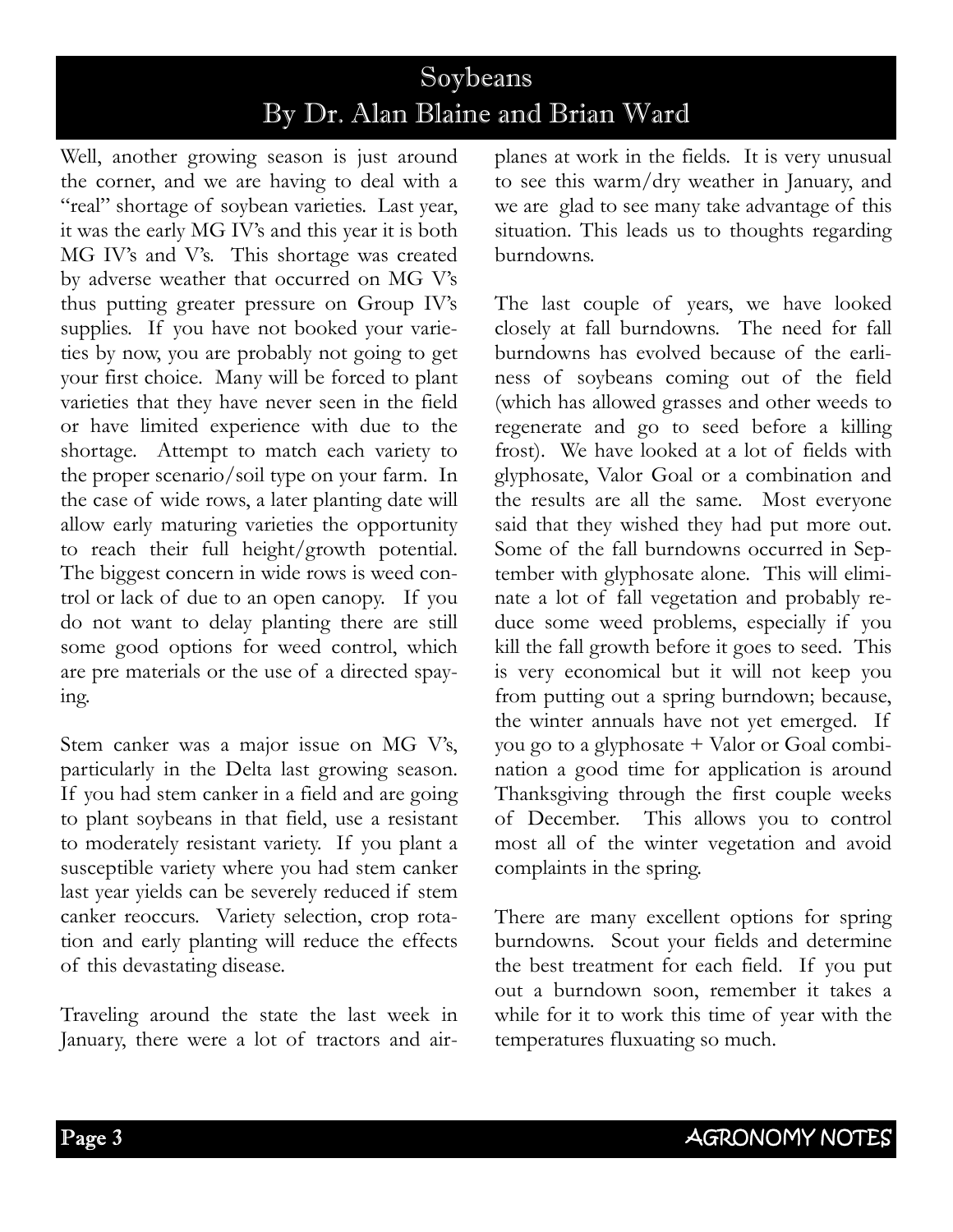# Soybeans

## By Dr. Alan Blaine and Brian Ward

Well, another growing season is just around the corner, and we are having to deal with a "real" shortage of soybean varieties. Last year, it was the early MG IV's and this year it is both MG IV's and V's. This shortage was created by adverse weather that occurred on MG V's thus putting greater pressure on Group IV's supplies. If you have not booked your varieties by now, you are probably not going to get your first choice. Many will be forced to plant varieties that they have never seen in the field or have limited experience with due to the shortage. Attempt to match each variety to the proper scenario/soil type on your farm. In the case of wide rows, a later planting date will allow early maturing varieties the opportunity to reach their full height/growth potential. The biggest concern in wide rows is weed control or lack of due to an open canopy. If you do not want to delay planting there are still some good options for weed control, which are pre materials or the use of a directed spaying.

Stem canker was a major issue on MG V's, particularly in the Delta last growing season. If you had stem canker in a field and are going to plant soybeans in that field, use a resistant to moderately resistant variety. If you plant a susceptible variety where you had stem canker last year yields can be severely reduced if stem canker reoccurs. Variety selection, crop rotation and early planting will reduce the effects of this devastating disease.

Traveling around the state the last week in January, there were a lot of tractors and airplanes at work in the fields. It is very unusual to see this warm/dry weather in January, and we are glad to see many take advantage of this situation. This leads us to thoughts regarding burndowns.

The last couple of years, we have looked closely at fall burndowns. The need for fall burndowns has evolved because of the earliness of soybeans coming out of the field (which has allowed grasses and other weeds to regenerate and go to seed before a killing frost). We have looked at a lot of fields with glyphosate, Valor Goal or a combination and the results are all the same. Most everyone said that they wished they had put more out. Some of the fall burndowns occurred in September with glyphosate alone. This will eliminate a lot of fall vegetation and probably reduce some weed problems, especially if you kill the fall growth before it goes to seed. This is very economical but it will not keep you from putting out a spring burndown; because, the winter annuals have not yet emerged. If you go to a glyphosate + Valor or Goal combination a good time for application is around Thanksgiving through the first couple weeks of December. This allows you to control most all of the winter vegetation and avoid complaints in the spring.

There are many excellent options for spring burndowns. Scout your fields and determine the best treatment for each field. If you put out a burndown soon, remember it takes a while for it to work this time of year with the temperatures fluxuating so much.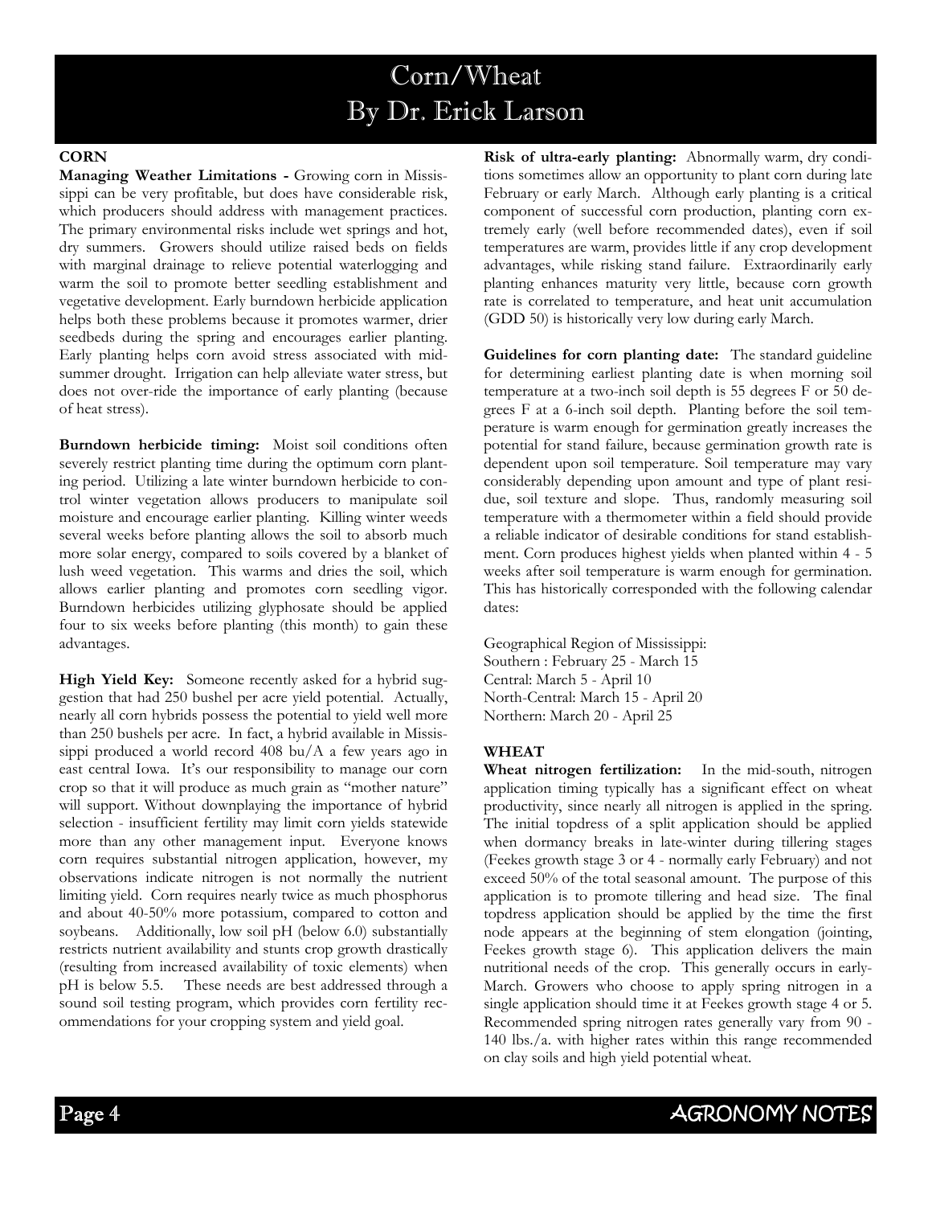# Corn/Wheat
## By Dr. Erick Larson

### CORN

**Managing Weather Limitations -** Growing corn in Mississippi can be very profitable, but does have considerable risk, which producers should address with management practices. The primary environmental risks include wet springs and hot, dry summers. Growers should utilize raised beds on fields with marginal drainage to relieve potential waterlogging and warm the soil to promote better seedling establishment and vegetative development. Early burndown herbicide application helps both these problems because it promotes warmer, drier seedbeds during the spring and encourages earlier planting. Early planting helps corn avoid stress associated with mid-summer drought. Irrigation can help alleviate water stress, but does not over-ride the importance of early planting (because of heat stress).

**Burndown herbicide timing:** Moist soil conditions often severely restrict planting time during the optimum corn planting period. Utilizing a late winter burndown herbicide to control winter vegetation allows producers to manipulate soil moisture and encourage earlier planting. Killing winter weeds several weeks before planting allows the soil to absorb much more solar energy, compared to soils covered by a blanket of lush weed vegetation. This warms and dries the soil, which allows earlier planting and promotes corn seedling vigor. Burndown herbicides utilizing glyphosate should be applied four to six weeks before planting (this month) to gain these advantages.

**High Yield Key:** Someone recently asked for a hybrid suggestion that had 250 bushel per acre yield potential. Actually, nearly all corn hybrids possess the potential to yield well more than 250 bushels per acre. In fact, a hybrid available in Mississippi produced a world record 408 bu/A a few years ago in east central Iowa. It's our responsibility to manage our corn crop so that it will produce as much grain as "mother nature" will support. Without downplaying the importance of hybrid selection - insufficient fertility may limit corn yields statewide more than any other management input. Everyone knows corn requires substantial nitrogen application, however, my observations indicate nitrogen is not normally the nutrient limiting yield. Corn requires nearly twice as much phosphorus and about 40-50% more potassium, compared to cotton and soybeans. Additionally, low soil pH (below 6.0) substantially restricts nutrient availability and stunts crop growth drastically (resulting from increased availability of toxic elements) when pH is below 5.5. These needs are best addressed through a sound soil testing program, which provides corn fertility recommendations for your cropping system and yield goal.

**Risk of ultra-early planting:** Abnormally warm, dry conditions sometimes allow an opportunity to plant corn during late February or early March. Although early planting is a critical component of successful corn production, planting corn extremely early (well before recommended dates), even if soil temperatures are warm, provides little if any crop development advantages, while risking stand failure. Extraordinarily early planting enhances maturity very little, because corn growth rate is correlated to temperature, and heat unit accumulation (GDD 50) is historically very low during early March.

**Guidelines for corn planting date:** The standard guideline for determining earliest planting date is when morning soil temperature at a two-inch soil depth is 55 degrees F or 50 degrees F at a 6-inch soil depth. Planting before the soil temperature is warm enough for germination greatly increases the potential for stand failure, because germination growth rate is dependent upon soil temperature. Soil temperature may vary considerably depending upon amount and type of plant residue, soil texture and slope. Thus, randomly measuring soil temperature with a thermometer within a field should provide a reliable indicator of desirable conditions for stand establishment. Corn produces highest yields when planted within 4 - 5 weeks after soil temperature is warm enough for germination. This has historically corresponded with the following calendar dates:

Geographical Region of Mississippi:
Southern : February 25 - March 15
Central: March 5 - April 10
North-Central: March 15 - April 20
Northern: March 20 - April 25

### WHEAT

**Wheat nitrogen fertilization:** In the mid-south, nitrogen application timing typically has a significant effect on wheat productivity, since nearly all nitrogen is applied in the spring. The initial topdress of a split application should be applied when dormancy breaks in late-winter during tillering stages (Feekes growth stage 3 or 4 - normally early February) and not exceed 50% of the total seasonal amount. The purpose of this application is to promote tillering and head size. The final topdress application should be applied by the time the first node appears at the beginning of stem elongation (jointing, Feekes growth stage 6). This application delivers the main nutritional needs of the crop. This generally occurs in early-March. Growers who choose to apply spring nitrogen in a single application should time it at Feekes growth stage 4 or 5. Recommended spring nitrogen rates generally vary from 90 - 140 lbs./a. with higher rates within this range recommended on clay soils and high yield potential wheat.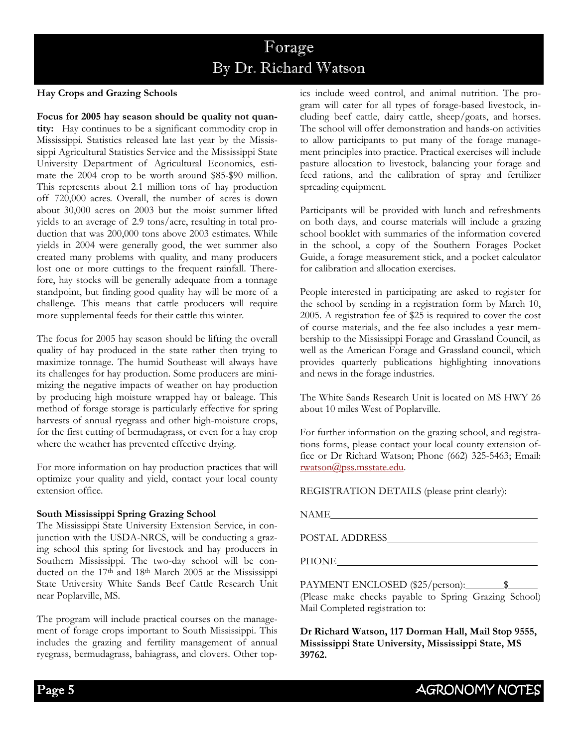# Forage
## By Dr. Richard Watson

### Hay Crops and Grazing Schools

**Focus for 2005 hay season should be quality not quantity:** Hay continues to be a significant commodity crop in Mississippi. Statistics released late last year by the Mississippi Agricultural Statistics Service and the Mississippi State University Department of Agricultural Economics, estimate the 2004 crop to be worth around $85-$90 million. This represents about 2.1 million tons of hay production off 720,000 acres. Overall, the number of acres is down about 30,000 acres on 2003 but the moist summer lifted yields to an average of 2.9 tons/acre, resulting in total production that was 200,000 tons above 2003 estimates. While yields in 2004 were generally good, the wet summer also created many problems with quality, and many producers lost one or more cuttings to the frequent rainfall. Therefore, hay stocks will be generally adequate from a tonnage standpoint, but finding good quality hay will be more of a challenge. This means that cattle producers will require more supplemental feeds for their cattle this winter.

The focus for 2005 hay season should be lifting the overall quality of hay produced in the state rather then trying to maximize tonnage. The humid Southeast will always have its challenges for hay production. Some producers are minimizing the negative impacts of weather on hay production by producing high moisture wrapped hay or baleage. This method of forage storage is particularly effective for spring harvests of annual ryegrass and other high-moisture crops, for the first cutting of bermudagrass, or even for a hay crop where the weather has prevented effective drying.

For more information on hay production practices that will optimize your quality and yield, contact your local county extension office.

### South Mississippi Spring Grazing School

The Mississippi State University Extension Service, in conjunction with the USDA-NRCS, will be conducting a grazing school this spring for livestock and hay producers in Southern Mississippi. The two-day school will be conducted on the 17th and 18th March 2005 at the Mississippi State University White Sands Beef Cattle Research Unit near Poplarville, MS.

The program will include practical courses on the management of forage crops important to South Mississippi. This includes the grazing and fertility management of annual ryegrass, bermudagrass, bahiagrass, and clovers. Other topics include weed control, and animal nutrition. The program will cater for all types of forage-based livestock, including beef cattle, dairy cattle, sheep/goats, and horses. The school will offer demonstration and hands-on activities to allow participants to put many of the forage management principles into practice. Practical exercises will include pasture allocation to livestock, balancing your forage and feed rations, and the calibration of spray and fertilizer spreading equipment.

Participants will be provided with lunch and refreshments on both days, and course materials will include a grazing school booklet with summaries of the information covered in the school, a copy of the Southern Forages Pocket Guide, a forage measurement stick, and a pocket calculator for calibration and allocation exercises.

People interested in participating are asked to register for the school by sending in a registration form by March 10, 2005. A registration fee of $25 is required to cover the cost of course materials, and the fee also includes a year membership to the Mississippi Forage and Grassland Council, as well as the American Forage and Grassland council, which provides quarterly publications highlighting innovations and news in the forage industries.

The White Sands Research Unit is located on MS HWY 26 about 10 miles West of Poplarville.

For further information on the grazing school, and registrations forms, please contact your local county extension office or Dr Richard Watson; Phone (662) 325-5463; Email: rwatson@pss.msstate.edu.

REGISTRATION DETAILS (please print clearly):

NAME\_\_\_\_\_\_\_\_\_\_\_\_\_\_\_\_\_\_\_\_\_\_\_\_\_\_\_\_\_\_\_\_

POSTAL ADDRESS\_\_\_\_\_\_\_\_\_\_\_\_\_\_\_\_\_\_\_\_\_\_\_\_

PHONE\_\_\_\_\_\_\_\_\_\_\_\_\_\_\_\_\_\_\_\_\_\_\_\_\_\_\_\_\_\_\_

PAYMENT ENCLOSED ($25/person):\_\_\_\_\_\_\_\_$\_\_\_\_\_\_

(Please make checks payable to Spring Grazing School)
Mail Completed registration to:

**Dr Richard Watson, 117 Dorman Hall, Mail Stop 9555, Mississippi State University, Mississippi State, MS 39762.**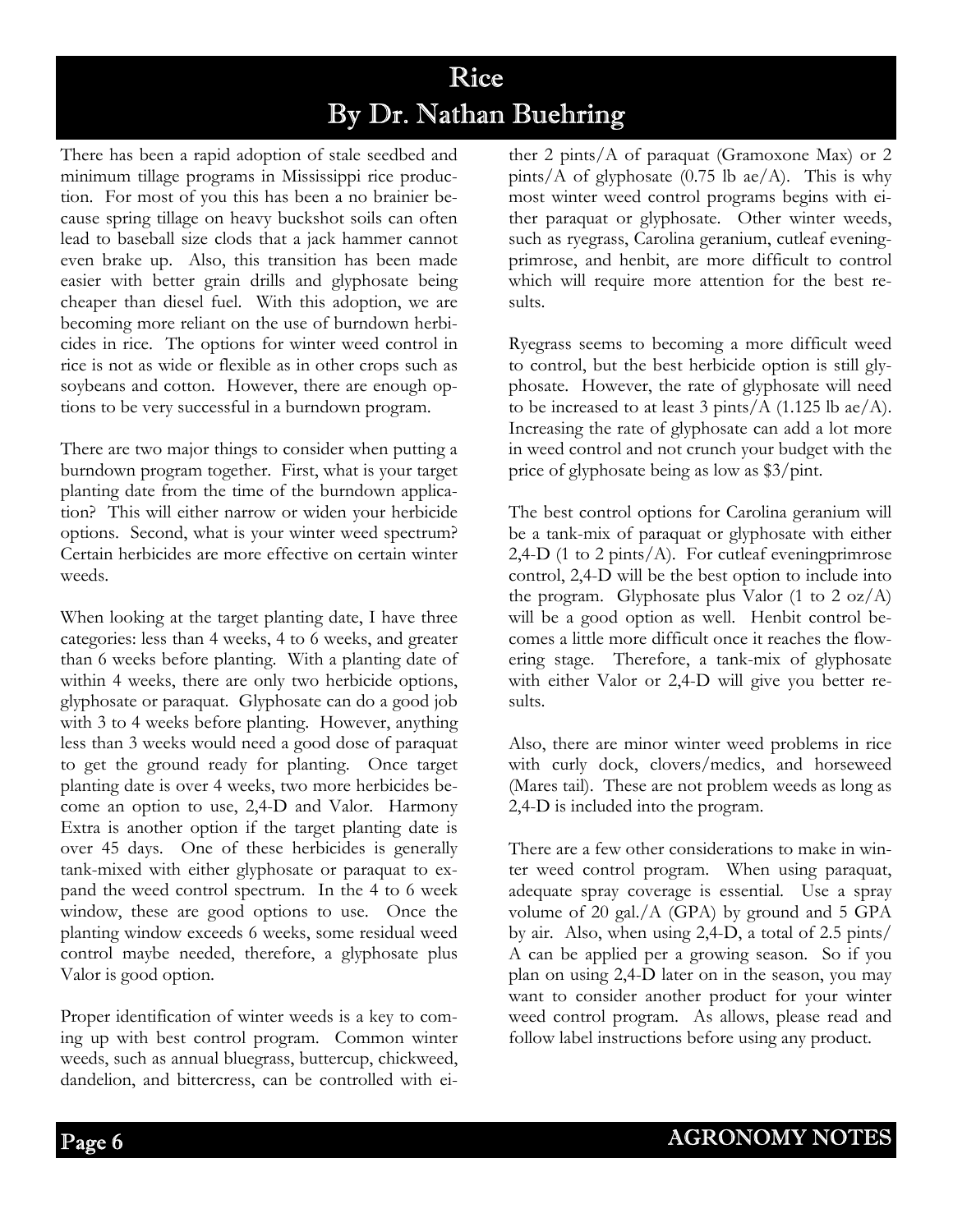# Rice

## By Dr. Nathan Buehring

There has been a rapid adoption of stale seedbed and minimum tillage programs in Mississippi rice production. For most of you this has been a no brainier because spring tillage on heavy buckshot soils can often lead to baseball size clods that a jack hammer cannot even brake up. Also, this transition has been made easier with better grain drills and glyphosate being cheaper than diesel fuel. With this adoption, we are becoming more reliant on the use of burndown herbicides in rice. The options for winter weed control in rice is not as wide or flexible as in other crops such as soybeans and cotton. However, there are enough options to be very successful in a burndown program.

There are two major things to consider when putting a burndown program together. First, what is your target planting date from the time of the burndown application? This will either narrow or widen your herbicide options. Second, what is your winter weed spectrum? Certain herbicides are more effective on certain winter weeds.

When looking at the target planting date, I have three categories: less than 4 weeks, 4 to 6 weeks, and greater than 6 weeks before planting. With a planting date of within 4 weeks, there are only two herbicide options, glyphosate or paraquat. Glyphosate can do a good job with 3 to 4 weeks before planting. However, anything less than 3 weeks would need a good dose of paraquat to get the ground ready for planting. Once target planting date is over 4 weeks, two more herbicides become an option to use, 2,4-D and Valor. Harmony Extra is another option if the target planting date is over 45 days. One of these herbicides is generally tank-mixed with either glyphosate or paraquat to expand the weed control spectrum. In the 4 to 6 week window, these are good options to use. Once the planting window exceeds 6 weeks, some residual weed control maybe needed, therefore, a glyphosate plus Valor is good option.

Proper identification of winter weeds is a key to coming up with best control program. Common winter weeds, such as annual bluegrass, buttercup, chickweed, dandelion, and bittercress, can be controlled with either 2 pints/A of paraquat (Gramoxone Max) or 2 pints/A of glyphosate (0.75 lb ae/A). This is why most winter weed control programs begins with either paraquat or glyphosate. Other winter weeds, such as ryegrass, Carolina geranium, cutleaf eveningprimrose, and henbit, are more difficult to control which will require more attention for the best results.

Ryegrass seems to becoming a more difficult weed to control, but the best herbicide option is still glyphosate. However, the rate of glyphosate will need to be increased to at least 3 pints/A (1.125 lb ae/A). Increasing the rate of glyphosate can add a lot more in weed control and not crunch your budget with the price of glyphosate being as low as $3/pint.

The best control options for Carolina geranium will be a tank-mix of paraquat or glyphosate with either 2,4-D (1 to 2 pints/A). For cutleaf eveningprimrose control, 2,4-D will be the best option to include into the program. Glyphosate plus Valor (1 to 2 oz/A) will be a good option as well. Henbit control becomes a little more difficult once it reaches the flowering stage. Therefore, a tank-mix of glyphosate with either Valor or 2,4-D will give you better results.

Also, there are minor winter weed problems in rice with curly dock, clovers/medics, and horseweed (Mares tail). These are not problem weeds as long as 2,4-D is included into the program.

There are a few other considerations to make in winter weed control program. When using paraquat, adequate spray coverage is essential. Use a spray volume of 20 gal./A (GPA) by ground and 5 GPA by air. Also, when using 2,4-D, a total of 2.5 pints/A can be applied per a growing season. So if you plan on using 2,4-D later on in the season, you may want to consider another product for your winter weed control program. As allows, please read and follow label instructions before using any product.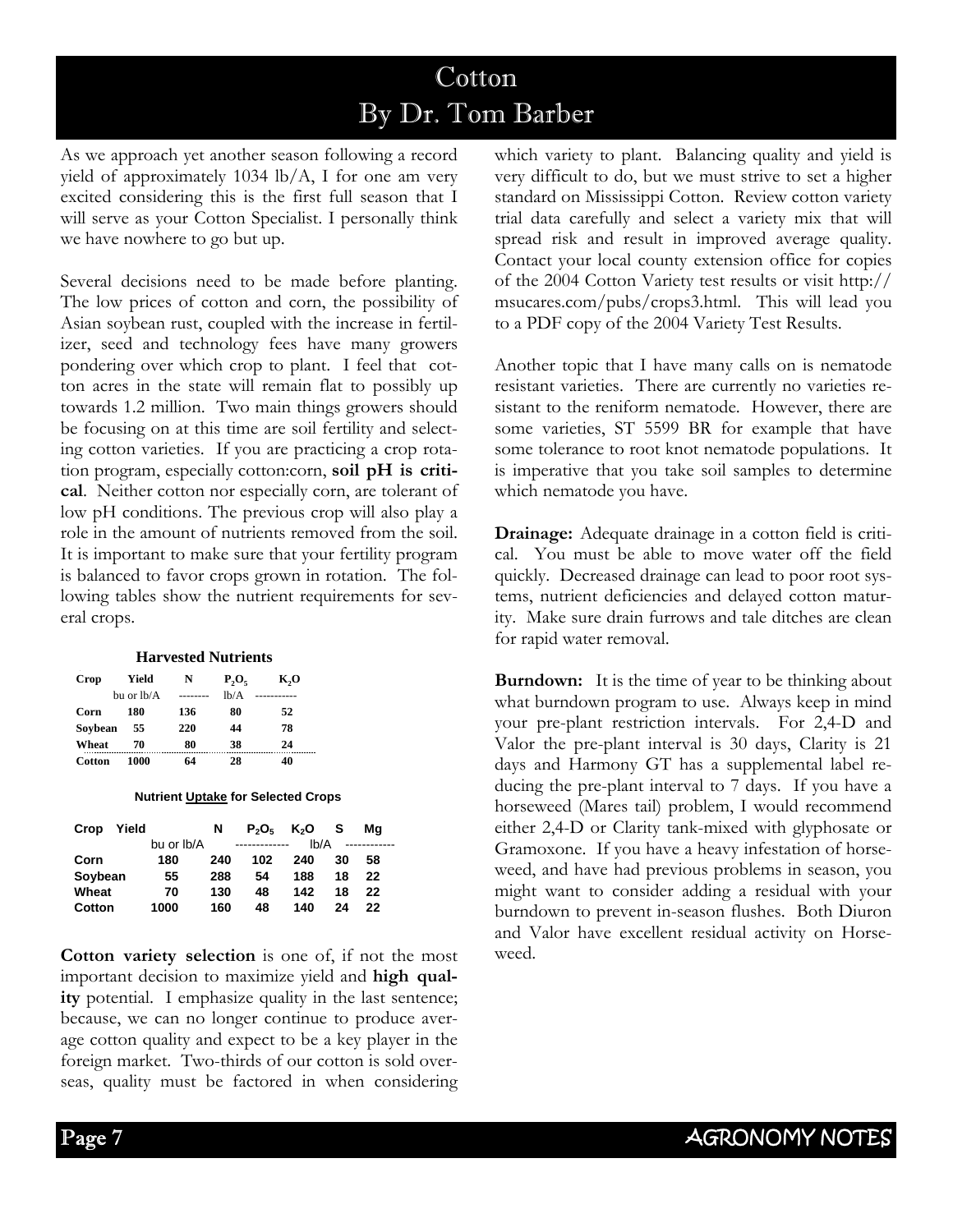# Cotton
## By Dr. Tom Barber

As we approach yet another season following a record yield of approximately 1034 lb/A, I for one am very excited considering this is the first full season that I will serve as your Cotton Specialist. I personally think we have nowhere to go but up.

Several decisions need to be made before planting. The low prices of cotton and corn, the possibility of Asian soybean rust, coupled with the increase in fertilizer, seed and technology fees have many growers pondering over which crop to plant. I feel that cotton acres in the state will remain flat to possibly up towards 1.2 million. Two main things growers should be focusing on at this time are soil fertility and selecting cotton varieties. If you are practicing a crop rotation program, especially cotton:corn, **soil pH is critical**. Neither cotton nor especially corn, are tolerant of low pH conditions. The previous crop will also play a role in the amount of nutrients removed from the soil. It is important to make sure that your fertility program is balanced to favor crops grown in rotation. The following tables show the nutrient requirements for several crops.

**Harvested Nutrients**

| Crop | Yield | N | $P_2O_5$ | $K_2O$ |
|---|---|---|---|---|
| | bu or lb/A | -------- | lb/A | ---------- |
| Corn | 180 | 136 | 80 | 52 |
| Soybean | 55 | 220 | 44 | 78 |
| Wheat | 70 | 80 | 38 | 24 |
| Cotton | 1000 | 64 | 28 | 40 |

**Nutrient Uptake for Selected Crops**

| Crop | Yield | N | $P_2O_5$ | $K_2O$ | S | Mg |
|---|---|---|---|---|---|---|
| | bu or lb/A | | ------------- | lb/A | ------------ | |
| Corn | 180 | 240 | 102 | 240 | 30 | 58 |
| Soybean | 55 | 288 | 54 | 188 | 18 | 22 |
| Wheat | 70 | 130 | 48 | 142 | 18 | 22 |
| Cotton | 1000 | 160 | 48 | 140 | 24 | 22 |

**Cotton variety selection** is one of, if not the most important decision to maximize yield and **high quality** potential. I emphasize quality in the last sentence; because, we can no longer continue to produce average cotton quality and expect to be a key player in the foreign market. Two-thirds of our cotton is sold overseas, quality must be factored in when considering which variety to plant. Balancing quality and yield is very difficult to do, but we must strive to set a higher standard on Mississippi Cotton. Review cotton variety trial data carefully and select a variety mix that will spread risk and result in improved average quality. Contact your local county extension office for copies of the 2004 Cotton Variety test results or visit http://msucares.com/pubs/crops3.html. This will lead you to a PDF copy of the 2004 Variety Test Results.

Another topic that I have many calls on is nematode resistant varieties. There are currently no varieties resistant to the reniform nematode. However, there are some varieties, ST 5599 BR for example that have some tolerance to root knot nematode populations. It is imperative that you take soil samples to determine which nematode you have.

**Drainage:** Adequate drainage in a cotton field is critical. You must be able to move water off the field quickly. Decreased drainage can lead to poor root systems, nutrient deficiencies and delayed cotton maturity. Make sure drain furrows and tale ditches are clean for rapid water removal.

**Burndown:** It is the time of year to be thinking about what burndown program to use. Always keep in mind your pre-plant restriction intervals. For 2,4-D and Valor the pre-plant interval is 30 days, Clarity is 21 days and Harmony GT has a supplemental label reducing the pre-plant interval to 7 days. If you have a horseweed (Mares tail) problem, I would recommend either 2,4-D or Clarity tank-mixed with glyphosate or Gramoxone. If you have a heavy infestation of horseweed, and have had previous problems in season, you might want to consider adding a residual with your burndown to prevent in-season flushes. Both Diuron and Valor have excellent residual activity on Horseweed.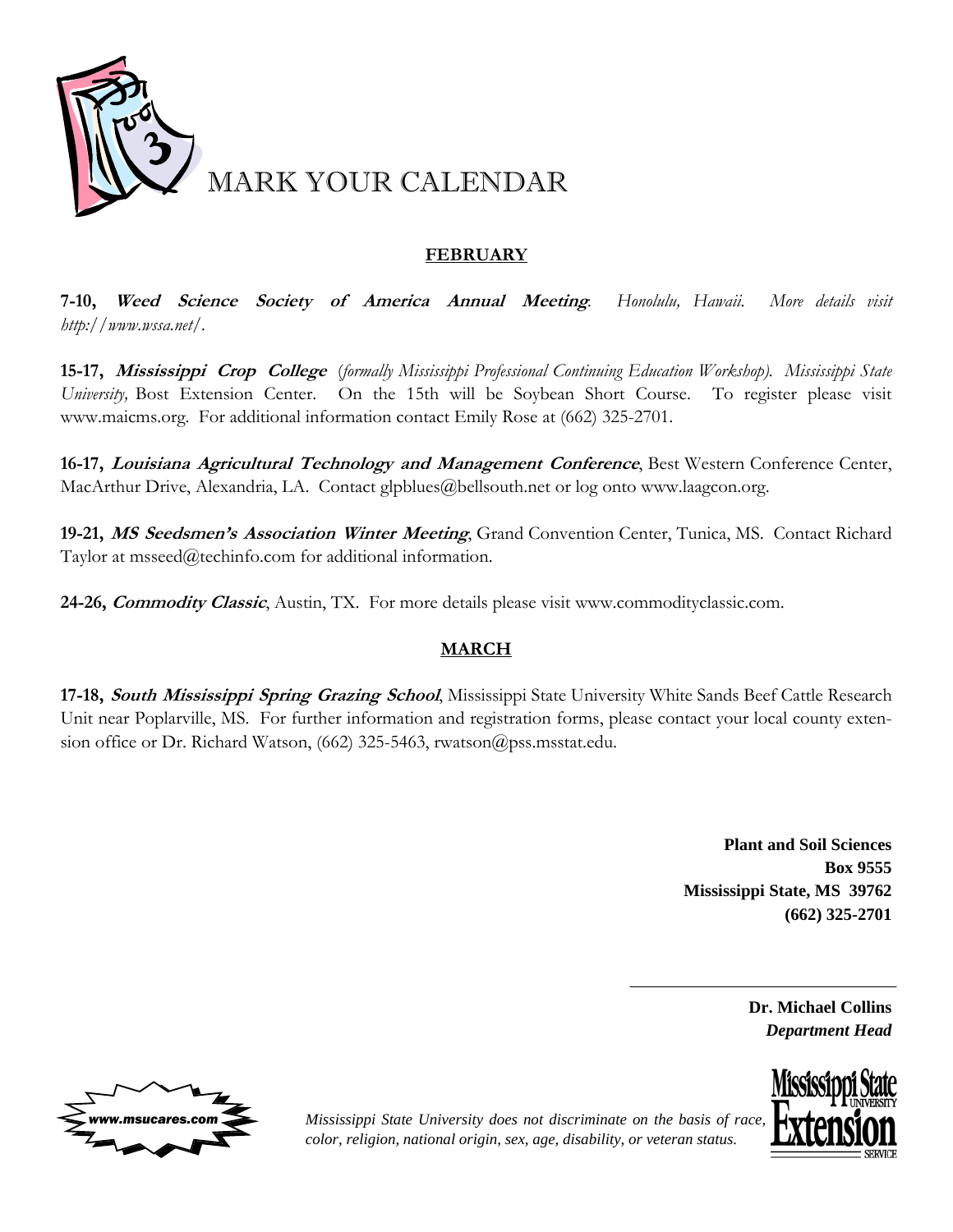# MARK YOUR CALENDAR

## FEBRUARY

**7-10, *Weed Science Society of America Annual Meeting*.** *Honolulu, Hawaii. More details visit http://www.wssa.net/.*

**15-17, *Mississippi Crop College*** (*formally Mississippi Professional Continuing Education Workshop*). *Mississippi State University,* Bost Extension Center. On the 15th will be Soybean Short Course. To register please visit www.maicms.org. For additional information contact Emily Rose at (662) 325-2701.

**16-17, *Louisiana Agricultural Technology and Management Conference***, Best Western Conference Center, MacArthur Drive, Alexandria, LA. Contact glpblues@bellsouth.net or log onto www.laagcon.org.

**19-21, *MS Seedsmen's Association Winter Meeting***, Grand Convention Center, Tunica, MS. Contact Richard Taylor at msseed@techinfo.com for additional information.

**24-26, *Commodity Classic***, Austin, TX. For more details please visit www.commodityclassic.com.

## MARCH

**17-18, *South Mississippi Spring Grazing School***, Mississippi State University White Sands Beef Cattle Research Unit near Poplarville, MS. For further information and registration forms, please contact your local county extension office or Dr. Richard Watson, (662) 325-5463, rwatson@pss.msstat.edu.

**Plant and Soil Sciences**
**Box 9555**
**Mississippi State, MS 39762**
**(662) 325-2701**

**Dr. Michael Collins**
***Department Head***

www.msucares.com

*Mississippi State University does not discriminate on the basis of race, color, religion, national origin, sex, age, disability, or veteran status.*

Mississippi State University Extension Service